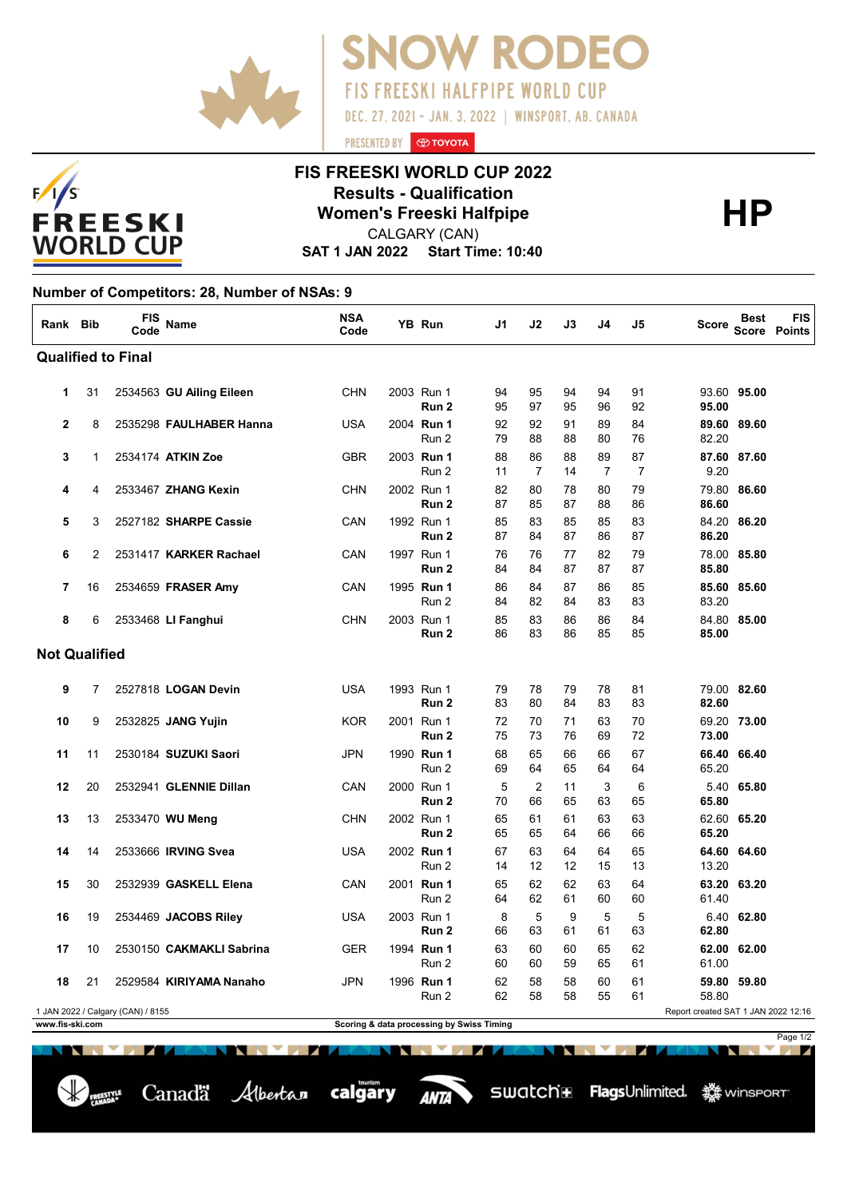# SNOW RODEO

FIS FREESKI HALFPIPE WORLD CUP

DEC. 27, 2021 - JAN. 3, 2022 | WINSPORT, AB, CANADA

PRESENTED BY TOYOTA

## FIS FREESKI WORLD CUP 2022

**Results - Qualification**

**Women's Freeski Halfpipe**

CALGARY (CAN)

**SAT 1 JAN 2022 Start Time: 10:40**

**HP**

**Number of Competitors: 28, Number of NSAs: 9**

| Rank | Bib | FIS Code | Name | NSA Code | YB | Run | J1 | J2 | J3 | J4 | J5 | Score | Best Score | FIS Points |
|---|---|---|---|---|---|---|---|---|---|---|---|---|---|---|
| **Qualified to Final** | | | | | | | | | | | | | | |
| **1** | 31 | 2534563 | **GU Ailing Eileen** | CHN | 2003 | Run 1 | 94 | 95 | 94 | 94 | 91 | 93.60 | **95.00** | |
| | | | | | | **Run 2** | 95 | 97 | 95 | 96 | 92 | **95.00** | | |
| **2** | 8 | 2535298 | **FAULHABER Hanna** | USA | 2004 | **Run 1** | 92 | 92 | 91 | 89 | 84 | **89.60** | **89.60** | |
| | | | | | | Run 2 | 79 | 88 | 88 | 80 | 76 | 82.20 | | |
| **3** | 1 | 2534174 | **ATKIN Zoe** | GBR | 2003 | **Run 1** | 88 | 86 | 88 | 89 | 87 | **87.60** | **87.60** | |
| | | | | | | Run 2 | 11 | 7 | 14 | 7 | 7 | 9.20 | | |
| **4** | 4 | 2533467 | **ZHANG Kexin** | CHN | 2002 | Run 1 | 82 | 80 | 78 | 80 | 79 | 79.80 | **86.60** | |
| | | | | | | **Run 2** | 87 | 85 | 87 | 88 | 86 | **86.60** | | |
| **5** | 3 | 2527182 | **SHARPE Cassie** | CAN | 1992 | Run 1 | 85 | 83 | 85 | 85 | 83 | 84.20 | **86.20** | |
| | | | | | | **Run 2** | 87 | 84 | 87 | 86 | 87 | **86.20** | | |
| **6** | 2 | 2531417 | **KARKER Rachael** | CAN | 1997 | Run 1 | 76 | 76 | 77 | 82 | 79 | 78.00 | **85.80** | |
| | | | | | | **Run 2** | 84 | 84 | 87 | 87 | 87 | **85.80** | | |
| **7** | 16 | 2534659 | **FRASER Amy** | CAN | 1995 | **Run 1** | 86 | 84 | 87 | 86 | 85 | **85.60** | **85.60** | |
| | | | | | | Run 2 | 84 | 82 | 84 | 83 | 83 | 83.20 | | |
| **8** | 6 | 2533468 | **LI Fanghui** | CHN | 2003 | Run 1 | 85 | 83 | 86 | 86 | 84 | 84.80 | **85.00** | |
| | | | | | | **Run 2** | 86 | 83 | 86 | 85 | 85 | **85.00** | | |
| **Not Qualified** | | | | | | | | | | | | | | |
| **9** | 7 | 2527818 | **LOGAN Devin** | USA | 1993 | Run 1 | 79 | 78 | 79 | 78 | 81 | 79.00 | **82.60** | |
| | | | | | | **Run 2** | 83 | 80 | 84 | 83 | 83 | **82.60** | | |
| **10** | 9 | 2532825 | **JANG Yujin** | KOR | 2001 | Run 1 | 72 | 70 | 71 | 63 | 70 | 69.20 | **73.00** | |
| | | | | | | **Run 2** | 75 | 73 | 76 | 69 | 72 | **73.00** | | |
| **11** | 11 | 2530184 | **SUZUKI Saori** | JPN | 1990 | **Run 1** | 68 | 65 | 66 | 66 | 67 | **66.40** | **66.40** | |
| | | | | | | Run 2 | 69 | 64 | 65 | 64 | 64 | 65.20 | | |
| **12** | 20 | 2532941 | **GLENNIE Dillan** | CAN | 2000 | Run 1 | 5 | 2 | 11 | 3 | 6 | 5.40 | **65.80** | |
| | | | | | | **Run 2** | 70 | 66 | 65 | 63 | 65 | **65.80** | | |
| **13** | 13 | 2533470 | **WU Meng** | CHN | 2002 | Run 1 | 65 | 61 | 61 | 63 | 63 | 62.60 | **65.20** | |
| | | | | | | **Run 2** | 65 | 65 | 64 | 66 | 66 | **65.20** | | |
| **14** | 14 | 2533666 | **IRVING Svea** | USA | 2002 | **Run 1** | 67 | 63 | 64 | 64 | 65 | **64.60** | **64.60** | |
| | | | | | | Run 2 | 14 | 12 | 12 | 15 | 13 | 13.20 | | |
| **15** | 30 | 2532939 | **GASKELL Elena** | CAN | 2001 | **Run 1** | 65 | 62 | 62 | 63 | 64 | **63.20** | **63.20** | |
| | | | | | | Run 2 | 64 | 62 | 61 | 60 | 60 | 61.40 | | |
| **16** | 19 | 2534469 | **JACOBS Riley** | USA | 2003 | Run 1 | 8 | 5 | 9 | 5 | 5 | 6.40 | **62.80** | |
| | | | | | | **Run 2** | 66 | 63 | 61 | 61 | 63 | **62.80** | | |
| **17** | 10 | 2530150 | **CAKMAKLI Sabrina** | GER | 1994 | **Run 1** | 63 | 60 | 60 | 65 | 62 | **62.00** | **62.00** | |
| | | | | | | Run 2 | 60 | 60 | 59 | 65 | 61 | 61.00 | | |
| **18** | 21 | 2529584 | **KIRIYAMA Nanaho** | JPN | 1996 | **Run 1** | 62 | 58 | 58 | 60 | 61 | **59.80** | **59.80** | |
| | | | | | | Run 2 | 62 | 58 | 58 | 55 | 61 | 58.80 | | |

1 JAN 2022 / Calgary (CAN) / 8155

Report created SAT 1 JAN 2022 12:16

www.fis-ski.com

Scoring & data processing by Swiss Timing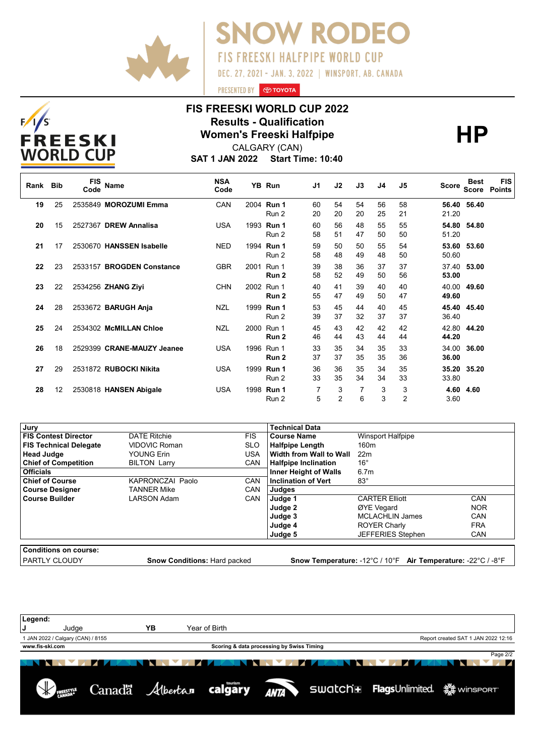# SNOW RODEO

FIS FREESKI HALFPIPE WORLD CUP

DEC. 27, 2021 - JAN. 3, 2022 | WINSPORT, AB, CANADA

PRESENTED BY TOYOTA

## FIS FREESKI WORLD CUP 2022

## Results - Qualification

## Women's Freeski Halfpipe

**HP**

CALGARY (CAN)

**SAT 1 JAN 2022 Start Time: 10:40**

| Rank | Bib | FIS Code | Name | NSA Code | YB | Run | J1 | J2 | J3 | J4 | J5 | Score | Best Score | FIS Points |
|---|---|---|---|---|---|---|---|---|---|---|---|---|---|---|
| **19** | 25 | 2535849 | **MOROZUMI Emma** | CAN | 2004 | **Run 1** | 60 | 54 | 54 | 56 | 58 | **56.40** | **56.40** | |
| | | | | | | Run 2 | 20 | 20 | 20 | 25 | 21 | 21.20 | | |
| **20** | 15 | 2527367 | **DREW Annalisa** | USA | 1993 | **Run 1** | 60 | 56 | 48 | 55 | 55 | **54.80** | **54.80** | |
| | | | | | | Run 2 | 58 | 51 | 47 | 50 | 50 | 51.20 | | |
| **21** | 17 | 2530670 | **HANSSEN Isabelle** | NED | 1994 | **Run 1** | 59 | 50 | 50 | 55 | 54 | **53.60** | **53.60** | |
| | | | | | | Run 2 | 58 | 48 | 49 | 48 | 50 | 50.60 | | |
| **22** | 23 | 2533157 | **BROGDEN Constance** | GBR | 2001 | Run 1 | 39 | 38 | 36 | 37 | 37 | 37.40 | **53.00** | |
| | | | | | | **Run 2** | 58 | 52 | 49 | 50 | 56 | **53.00** | | |
| **23** | 22 | 2534256 | **ZHANG Ziyi** | CHN | 2002 | Run 1 | 40 | 41 | 39 | 40 | 40 | 40.00 | **49.60** | |
| | | | | | | **Run 2** | 55 | 47 | 49 | 50 | 47 | **49.60** | | |
| **24** | 28 | 2533672 | **BARUGH Anja** | NZL | 1999 | **Run 1** | 53 | 45 | 44 | 40 | 45 | **45.40** | **45.40** | |
| | | | | | | Run 2 | 39 | 37 | 32 | 37 | 37 | 36.40 | | |
| **25** | 24 | 2534302 | **McMILLAN Chloe** | NZL | 2000 | Run 1 | 45 | 43 | 42 | 42 | 42 | 42.80 | **44.20** | |
| | | | | | | **Run 2** | 46 | 44 | 43 | 44 | 44 | **44.20** | | |
| **26** | 18 | 2529399 | **CRANE-MAUZY Jeanee** | USA | 1996 | Run 1 | 33 | 35 | 34 | 35 | 33 | 34.00 | **36.00** | |
| | | | | | | **Run 2** | 37 | 37 | 35 | 35 | 36 | **36.00** | | |
| **27** | 29 | 2531872 | **RUBOCKI Nikita** | USA | 1999 | **Run 1** | 36 | 36 | 35 | 34 | 35 | **35.20** | **35.20** | |
| | | | | | | Run 2 | 33 | 35 | 34 | 34 | 33 | 33.80 | | |
| **28** | 12 | 2530818 | **HANSEN Abigale** | USA | 1998 | **Run 1** | 7 | 3 | 7 | 3 | 3 | **4.60** | **4.60** | |
| | | | | | | Run 2 | 5 | 2 | 6 | 3 | 2 | 3.60 | | |

| Jury | | |
|---|---|---|
| **FIS Contest Director** | DATE Ritchie | FIS |
| **FIS Technical Delegate** | VIDOVIC Roman | SLO |
| **Head Judge** | YOUNG Erin | USA |
| **Chief of Competition** | BILTON Larry | CAN |
| **Officials** | | |
| **Chief of Course** | KAPRONCZAI Paolo | CAN |
| **Course Designer** | TANNER Mike | CAN |
| **Course Builder** | LARSON Adam | CAN |

| Technical Data | | |
|---|---|---|
| **Course Name** | Winsport Halfpipe | |
| **Halfpipe Length** | 160m | |
| **Width from Wall to Wall** | 22m | |
| **Halfpipe Inclination** | 16° | |
| **Inner Height of Walls** | 6.7m | |
| **Inclination of Vert** | 83° | |
| **Judges** | | |
| **Judge 1** | CARTER Elliott | CAN |
| **Judge 2** | ØYE Vegard | NOR |
| **Judge 3** | MCLACHLIN James | CAN |
| **Judge 4** | ROYER Charly | FRA |
| **Judge 5** | JEFFERIES Stephen | CAN |

**Conditions on course:**

PARTLY CLOUDY **Snow Conditions:** Hard packed **Snow Temperature:** -12°C / 10°F **Air Temperature:** -22°C / -8°F

**Legend:**

| | | | |
|---|---|---|---|
| **J** | Judge | **YB** | Year of Birth |

1 JAN 2022 / Calgary (CAN) / 8155

Report created SAT 1 JAN 2022 12:16

**www.fis-ski.com**

**Scoring & data processing by Swiss Timing**